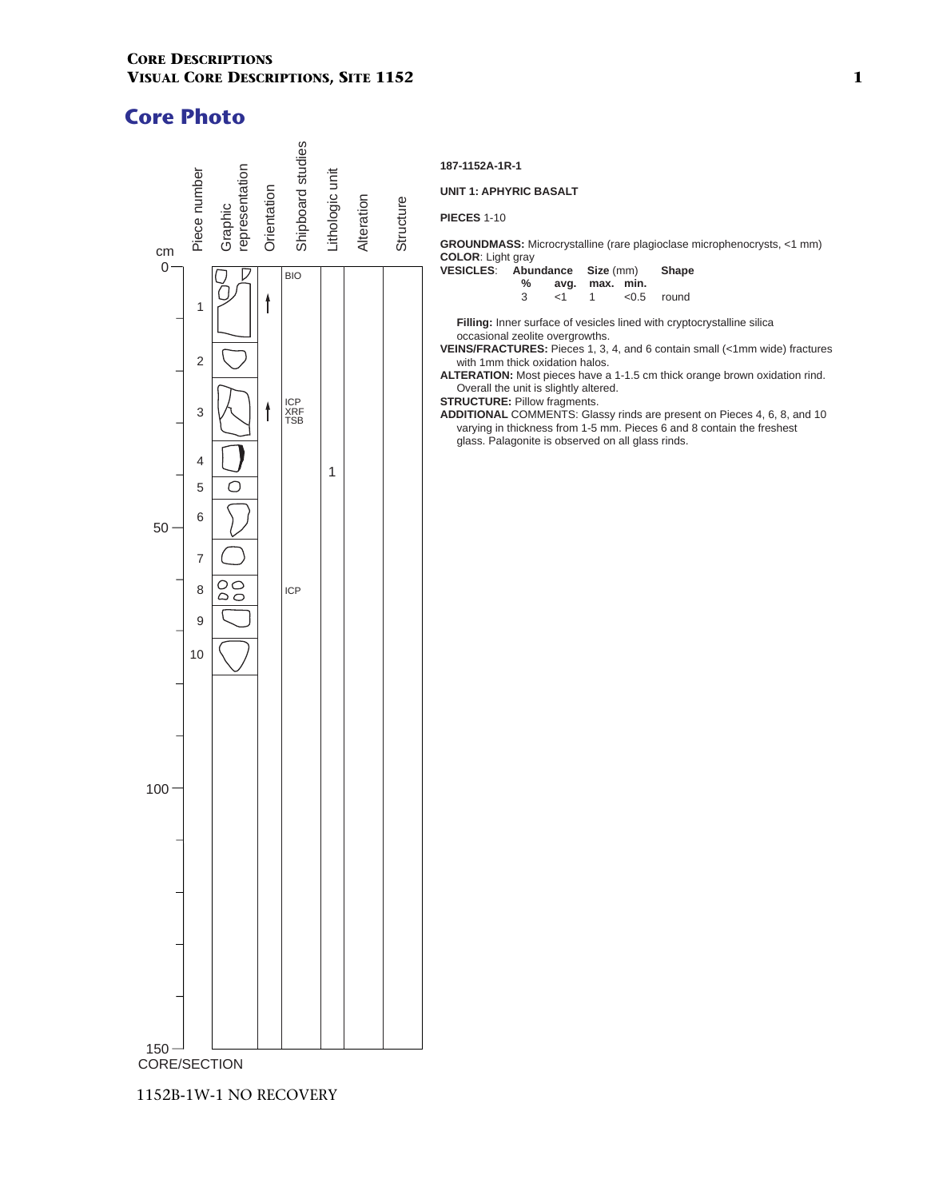## Core Photo

| cm | Piece number | Graphic representation | Orientation | Shipboard studies | Lithologic unit | Alteration | Structure |
|---|---|---|---|---|---|---|---|
| 0 | 1 | | ↑ | BIO | | | |
| | 2 | | | | | | |
| | 3 | | ↑ | ICP XRF TSB | | | |
| | 4 | | | | 1 | | |
| | 5 | | | | | | |
| 50 | 6 | | | | | | |
| | 7 | | | | | | |
| | 8 | | | ICP | | | |
| | 9 | | | | | | |
| | 10 | | | | | | |
| 100 | | | | | | | |
| 150 | | | | | | | |

CORE/SECTION

**187-1152A-1R-1**

**UNIT 1: APHYRIC BASALT**

**PIECES** 1-10

**GROUNDMASS:** Microcrystalline (rare plagioclase microphenocrysts, <1 mm)
**COLOR**: Light gray
**VESICLES**:

| Abundance % | Size (mm) avg. | max. | min. | Shape |
|---|---|---|---|---|
| 3 | <1 | 1 | <0.5 | round |

**Filling:** Inner surface of vesicles lined with cryptocrystalline silica occasional zeolite overgrowths.
**VEINS/FRACTURES:** Pieces 1, 3, 4, and 6 contain small (<1mm wide) fractures with 1mm thick oxidation halos.
**ALTERATION:** Most pieces have a 1-1.5 cm thick orange brown oxidation rind. Overall the unit is slightly altered.
**STRUCTURE:** Pillow fragments.
**ADDITIONAL** COMMENTS: Glassy rinds are present on Pieces 4, 6, 8, and 10 varying in thickness from 1-5 mm. Pieces 6 and 8 contain the freshest glass. Palagonite is observed on all glass rinds.

1152B-1W-1 NO RECOVERY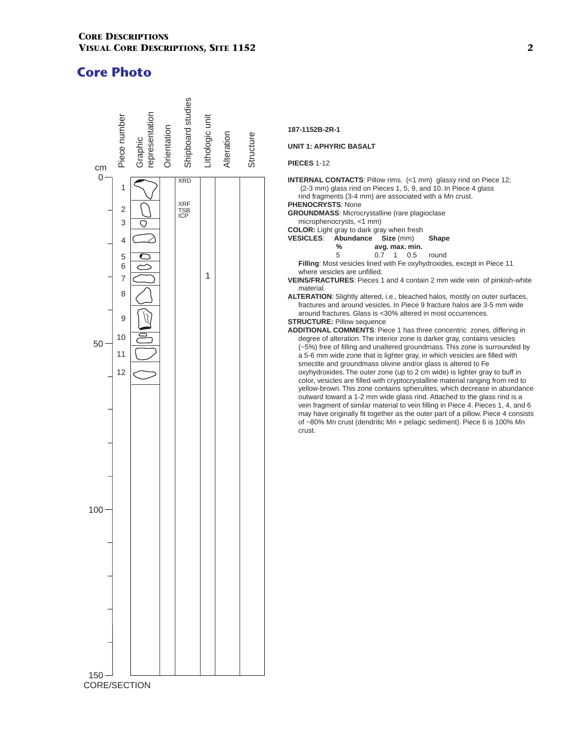## Core Photo

| cm | Piece number | Graphic representation | Orientation | Shipboard studies | Lithologic unit | Alteration | Structure |
|---|---|---|---|---|---|---|---|
| 0 | 1 | | | XRD | | | |
| | 2 | | | XRF TSB ICP | | | |
| | 3 | | | | | | |
| | 4 | | | | | | |
| | 5 | | | | | | |
| | 6 | | | | | | |
| | 7 | | | | 1 | | |
| | 8 | | | | | | |
| | 9 | | | | | | |
| 50 | 10 | | | | | | |
| | 11 | | | | | | |
| | 12 | | | | | | |
| 100 | | | | | | | |
| 150 | | | | | | | |

CORE/SECTION

**187-1152B-2R-1**

**UNIT 1: APHYRIC BASALT**

**PIECES** 1-12

**INTERNAL CONTACTS**: Pillow rims. (<1 mm) glassy rind on Piece 12; (2-3 mm) glass rind on Pieces 1, 5, 9, and 10. In Piece 4 glass rind fragments (3-4 mm) are associated with a Mn crust.

**PHENOCRYSTS**: None

**GROUNDMASS**: Microcrystalline (rare plagioclase microphenocrysts, <1 mm)

**COLOR:** Light gray to dark gray when fresh

**VESICLES**:

| Abundance % | Size (mm) avg. | max. | min. | Shape |
|---|---|---|---|---|
| 5 | 0.7 | 1 | 0.5 | round |

**Filling**: Most vesicles lined with Fe oxyhydroxides, except in Piece 11 where vesicles are unfilled.

**VEINS/FRACTURES**: Pieces 1 and 4 contain 2 mm wide vein of pinkish-white material.

**ALTERATION**: Slightly altered, i.e., bleached halos, mostly on outer surfaces, fractures and around vesicles. In Piece 9 fracture halos are 3-5 mm wide around fractures. Glass is <30% altered in most occurrences.

**STRUCTURE:** Pillow sequence

**ADDITIONAL COMMENTS**: Piece 1 has three concentric zones, differing in degree of alteration. The interior zone is darker gray, contains vesicles (~5%) free of filling and unaltered groundmass. This zone is surrounded by a 5-6 mm wide zone that is lighter gray, in which vesicles are filled with smectite and groundmass olivine and/or glass is altered to Fe oxyhydroxides. The outer zone (up to 2 cm wide) is lighter gray to buff in color, vesicles are filled with cryptocrystalline material ranging from red to yellow-brown. This zone contains spherulites, which decrease in abundance outward toward a 1-2 mm wide glass rind. Attached to the glass rind is a vein fragment of similar material to vein filling in Piece 4. Pieces 1, 4, and 6 may have originally fit together as the outer part of a pillow. Piece 4 consists of ~80% Mn crust (dendritic Mn + pelagic sediment). Piece 6 is 100% Mn crust.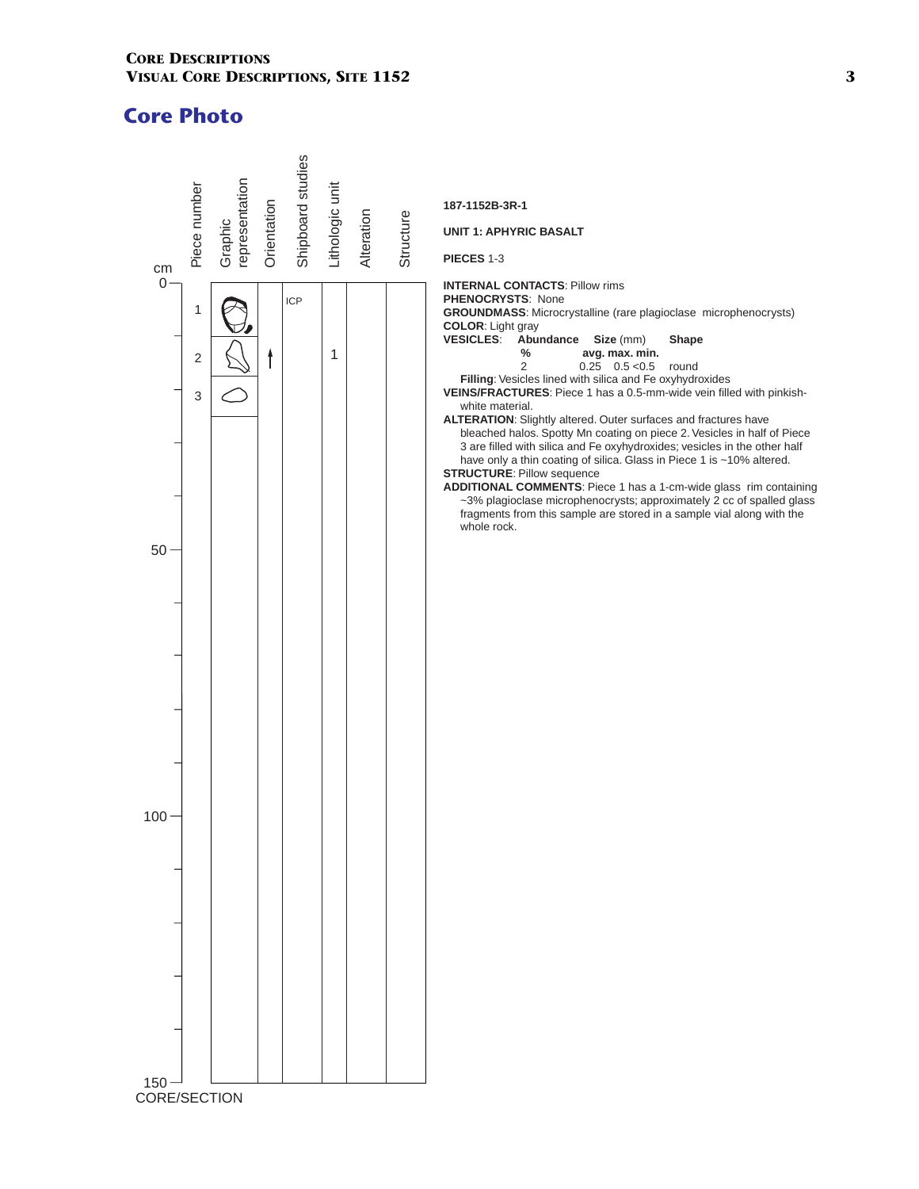## Core Photo

| cm | Piece number | Graphic representation | Orientation | Shipboard studies | Lithologic unit | Alteration | Structure |
|---|---|---|---|---|---|---|---|
| 0 | 1 | | | ICP | | | |
| | 2 | | ↑ | | 1 | | |
| | 3 | | | | | | |
| 50 | | | | | | | |
| 100 | | | | | | | |
| 150 | | | | | | | |

CORE/SECTION

**187-1152B-3R-1**

**UNIT 1: APHYRIC BASALT**

**PIECES** 1-3

**INTERNAL CONTACTS**: Pillow rims

**PHENOCRYSTS**: None

**GROUNDMASS**: Microcrystalline (rare plagioclase microphenocrysts)

**COLOR**: Light gray

**VESICLES**:

| Abundance % | Size (mm) avg. | max. | min. | Shape |
|---|---|---|---|---|
| 2 | 0.25 | 0.5 | <0.5 | round |

**Filling**: Vesicles lined with silica and Fe oxyhydroxides

**VEINS/FRACTURES**: Piece 1 has a 0.5-mm-wide vein filled with pinkish-white material.

**ALTERATION**: Slightly altered. Outer surfaces and fractures have bleached halos. Spotty Mn coating on piece 2. Vesicles in half of Piece 3 are filled with silica and Fe oxyhydroxides; vesicles in the other half have only a thin coating of silica. Glass in Piece 1 is ~10% altered.

**STRUCTURE**: Pillow sequence

**ADDITIONAL COMMENTS**: Piece 1 has a 1-cm-wide glass rim containing ~3% plagioclase microphenocrysts; approximately 2 cc of spalled glass fragments from this sample are stored in a sample vial along with the whole rock.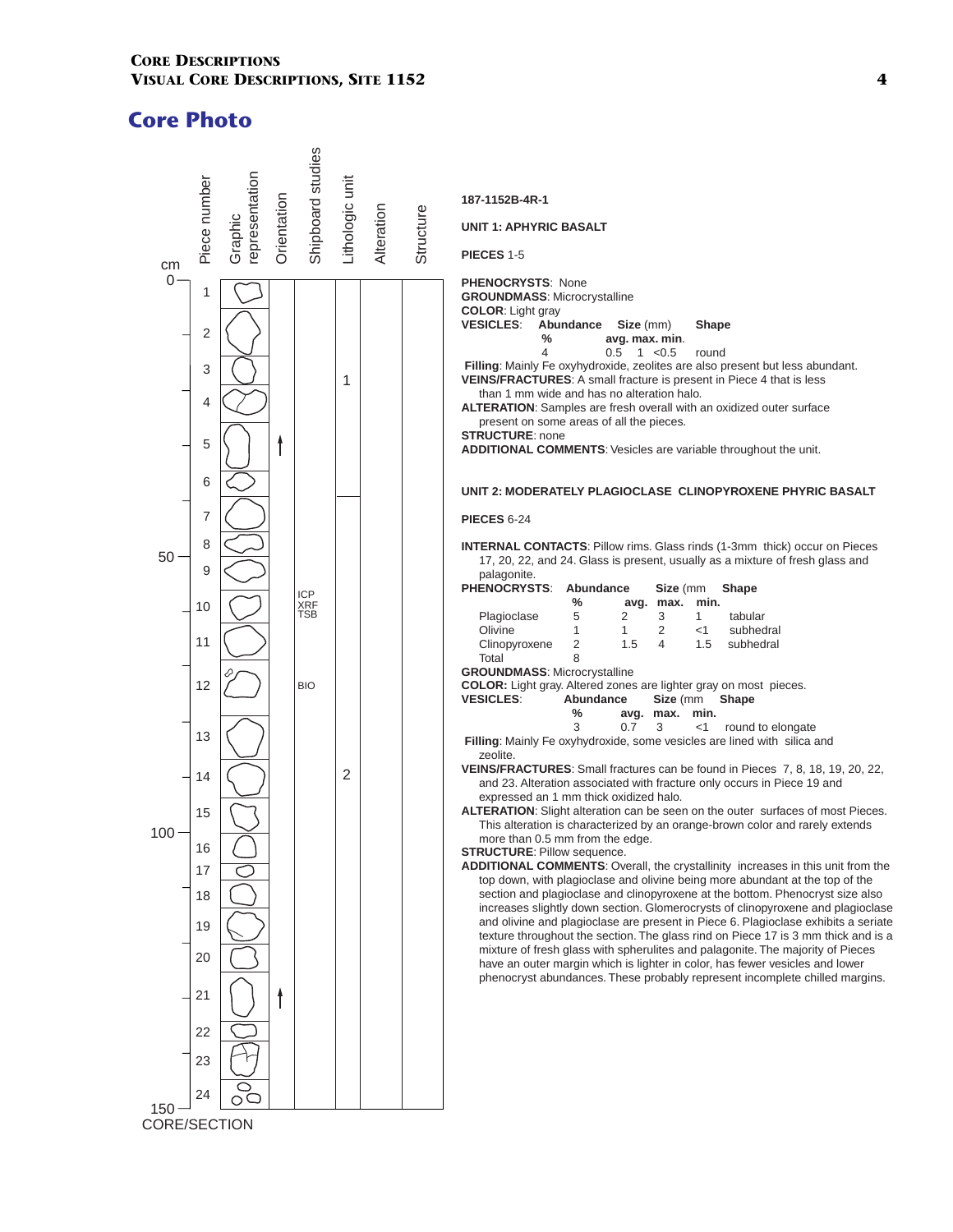## Core Photo

| cm | Piece number | Graphic representation | Orientation | Shipboard studies | Lithologic unit | Alteration | Structure |
|---|---|---|---|---|---|---|---|
| 0 | 1 | | | | | | |
| | 2 | | | | | | |
| | 3 | | | | 1 | | |
| | 4 | | | | | | |
| | 5 | | ↑ | | | | |
| | 6 | | | | | | |
| | 7 | | | | | | |
| 50 | 8 | | | | | | |
| | 9 | | | | | | |
| | 10 | | | ICP XRF TSB | | | |
| | 11 | | | | | | |
| | 12 | | | BIO | | | |
| | 13 | | | | | | |
| | 14 | | | | 2 | | |
| | 15 | | | | | | |
| 100 | 16 | | | | | | |
| | 17 | | | | | | |
| | 18 | | | | | | |
| | 19 | | | | | | |
| | 20 | | | | | | |
| | 21 | | ↑ | | | | |
| | 22 | | | | | | |
| | 23 | | | | | | |
| | 24 | | | | | | |
| 150 | | | | | | | |

CORE/SECTION

**187-1152B-4R-1**

**UNIT 1: APHYRIC BASALT**

**PIECES** 1-5

**PHENOCRYSTS**: None
**GROUNDMASS**: Microcrystalline
**COLOR**: Light gray
**VESICLES**:

| Abundance % | Size (mm) avg. | max. | min. | Shape |
|---|---|---|---|---|
| 4 | 0.5 | 1 | <0.5 | round |

**Filling**: Mainly Fe oxyhydroxide, zeolites are also present but less abundant.
**VEINS/FRACTURES**: A small fracture is present in Piece 4 that is less than 1 mm wide and has no alteration halo.
**ALTERATION**: Samples are fresh overall with an oxidized outer surface present on some areas of all the pieces.
**STRUCTURE**: none
**ADDITIONAL COMMENTS**: Vesicles are variable throughout the unit.

**UNIT 2: MODERATELY PLAGIOCLASE CLINOPYROXENE PHYRIC BASALT**

**PIECES** 6-24

**INTERNAL CONTACTS**: Pillow rims. Glass rinds (1-3mm thick) occur on Pieces 17, 20, 22, and 24. Glass is present, usually as a mixture of fresh glass and palagonite.
**PHENOCRYSTS**:

| | Abundance % | Size (mm) avg. | max. | min. | Shape |
|---|---|---|---|---|---|
| Plagioclase | 5 | 2 | 3 | 1 | tabular |
| Olivine | 1 | 1 | 2 | <1 | subhedral |
| Clinopyroxene | 2 | 1.5 | 4 | 1.5 | subhedral |
| Total | 8 | | | | |

**GROUNDMASS**: Microcrystalline
**COLOR:** Light gray. Altered zones are lighter gray on most pieces.
**VESICLES**:

| Abundance % | Size (mm) avg. | max. | min. | Shape |
|---|---|---|---|---|
| 3 | 0.7 | 3 | <1 | round to elongate |

**Filling**: Mainly Fe oxyhydroxide, some vesicles are lined with silica and zeolite.
**VEINS/FRACTURES**: Small fractures can be found in Pieces 7, 8, 18, 19, 20, 22, and 23. Alteration associated with fracture only occurs in Piece 19 and expressed an 1 mm thick oxidized halo.
**ALTERATION**: Slight alteration can be seen on the outer surfaces of most Pieces. This alteration is characterized by an orange-brown color and rarely extends more than 0.5 mm from the edge.
**STRUCTURE**: Pillow sequence.
**ADDITIONAL COMMENTS**: Overall, the crystallinity increases in this unit from the top down, with plagioclase and olivine being more abundant at the top of the section and plagioclase and clinopyroxene at the bottom. Phenocryst size also increases slightly down section. Glomerocrysts of clinopyroxene and plagioclase and olivine and plagioclase are present in Piece 6. Plagioclase exhibits a seriate texture throughout the section. The glass rind on Piece 17 is 3 mm thick and is a mixture of fresh glass with spherulites and palagonite. The majority of Pieces have an outer margin which is lighter in color, has fewer vesicles and lower phenocryst abundances. These probably represent incomplete chilled margins.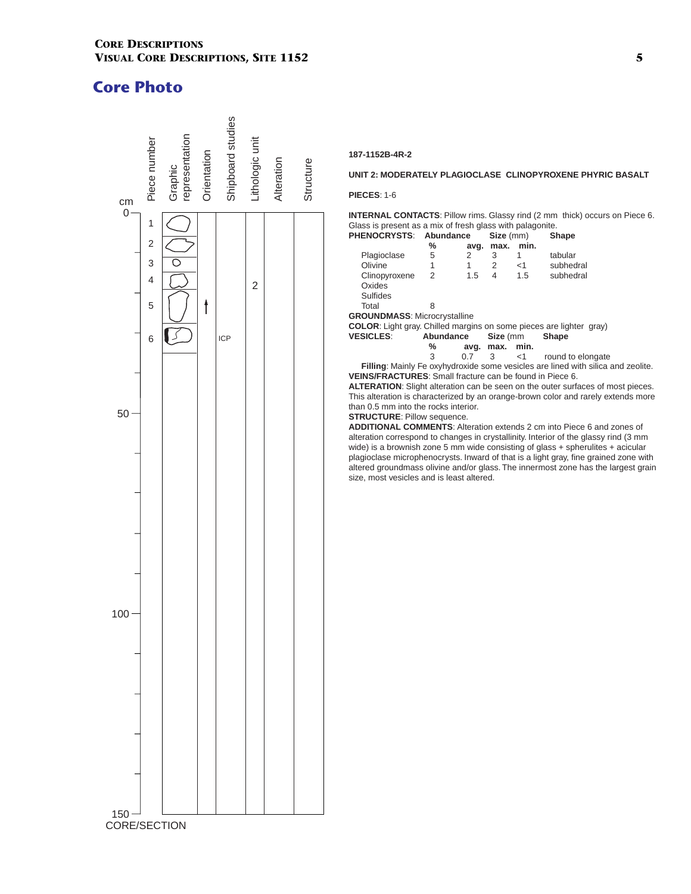# Core Photo

| Piece number | Graphic representation | Orientation | Shipboard studies | Lithologic unit | Alteration | Structure |
|---|---|---|---|---|---|---|
| 1 | | | | | | |
| 2 | | | | | | |
| 3 | | | | | | |
| 4 | | | | 2 | | |
| 5 | | ↑ | | | | |
| 6 | | | ICP | | | |

CORE/SECTION

**187-1152B-4R-2**

**UNIT 2: MODERATELY PLAGIOCLASE CLINOPYROXENE PHYRIC BASALT**

**PIECES**: 1-6

**INTERNAL CONTACTS**: Pillow rims. Glassy rind (2 mm thick) occurs on Piece 6. Glass is present as a mix of fresh glass with palagonite.

**PHENOCRYSTS**:

| | Abundance % | Size (mm) avg. | max. | min. | Shape |
|---|---|---|---|---|---|
| Plagioclase | 5 | 2 | 3 | 1 | tabular |
| Olivine | 1 | 1 | 2 | <1 | subhedral |
| Clinopyroxene | 2 | 1.5 | 4 | 1.5 | subhedral |
| Oxides | | | | | |
| Sulfides | | | | | |
| Total | 8 | | | | |

**GROUNDMASS**: Microcrystalline

**COLOR**: Light gray. Chilled margins on some pieces are lighter gray)

**VESICLES**:

| Abundance % | Size (mm avg. | max. | min. | Shape |
|---|---|---|---|---|
| 3 | 0.7 | 3 | <1 | round to elongate |

**Filling**: Mainly Fe oxyhydroxide some vesicles are lined with silica and zeolite.

**VEINS/FRACTURES**: Small fracture can be found in Piece 6.

**ALTERATION**: Slight alteration can be seen on the outer surfaces of most pieces. This alteration is characterized by an orange-brown color and rarely extends more than 0.5 mm into the rocks interior.

**STRUCTURE**: Pillow sequence.

**ADDITIONAL COMMENTS**: Alteration extends 2 cm into Piece 6 and zones of alteration correspond to changes in crystallinity. Interior of the glassy rind (3 mm wide) is a brownish zone 5 mm wide consisting of glass + spherulites + acicular plagioclase microphenocrysts. Inward of that is a light gray, fine grained zone with altered groundmass olivine and/or glass. The innermost zone has the largest grain size, most vesicles and is least altered.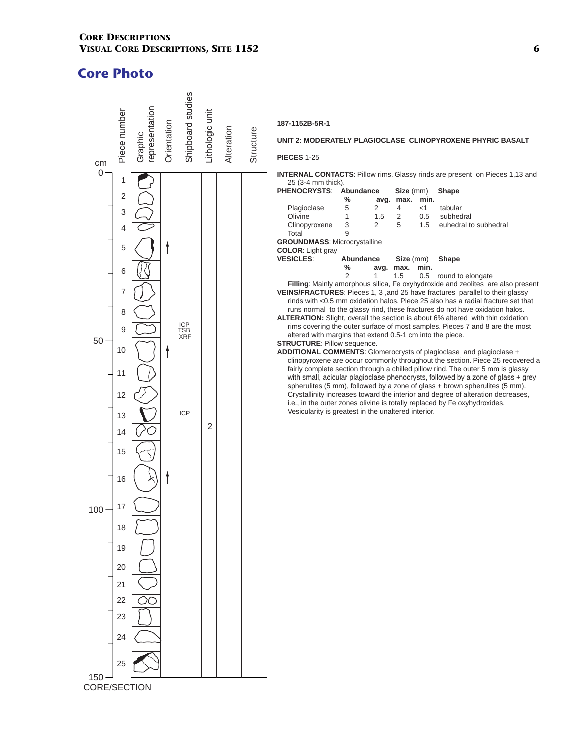## Core Photo

| cm | Piece number | Graphic representation | Orientation | Shipboard studies | Lithologic unit | Alteration | Structure |
|---|---|---|---|---|---|---|---|
| 0 | 1 | | | | | | |
| | 2 | | | | | | |
| | 3 | | | | | | |
| | 4 | | | | | | |
| | 5 | | ↑ | | | | |
| | 6 | | | | | | |
| | 7 | | | | | | |
| | 8 | | | | | | |
| | 9 | | | ICP TSB XRF | | | |
| 50 | 10 | | ↑ | | | | |
| | 11 | | | | | | |
| | 12 | | | | | | |
| | 13 | | | ICP | | | |
| | 14 | | | | 2 | | |
| | 15 | | | | | | |
| | 16 | | ↑ | | | | |
| 100 | 17 | | | | | | |
| | 18 | | | | | | |
| | 19 | | | | | | |
| | 20 | | | | | | |
| | 21 | | | | | | |
| | 22 | | | | | | |
| | 23 | | | | | | |
| | 24 | | | | | | |
| 150 | 25 | | | | | | |

CORE/SECTION

**187-1152B-5R-1**

**UNIT 2: MODERATELY PLAGIOCLASE CLINOPYROXENE PHYRIC BASALT**

**PIECES** 1-25

**INTERNAL CONTACTS**: Pillow rims. Glassy rinds are present on Pieces 1,13 and 25 (3-4 mm thick).

**PHENOCRYSTS**:

| | Abundance % | Size (mm) avg. | max. | min. | Shape |
|---|---|---|---|---|---|
| Plagioclase | 5 | 2 | 4 | <1 | tabular |
| Olivine | 1 | 1.5 | 2 | 0.5 | subhedral |
| Clinopyroxene | 3 | 2 | 5 | 1.5 | euhedral to subhedral |
| Total | 9 | | | | |

**GROUNDMASS**: Microcrystalline

**COLOR**: Light gray

**VESICLES**:

| Abundance % | Size (mm) avg. | max. | min. | Shape |
|---|---|---|---|---|
| 2 | 1 | 1.5 | 0.5 | round to elongate |

**Filling**: Mainly amorphous silica, Fe oxyhydroxide and zeolites are also present

**VEINS/FRACTURES**: Pieces 1, 3 ,and 25 have fractures parallel to their glassy rinds with <0.5 mm oxidation halos. Piece 25 also has a radial fracture set that runs normal to the glassy rind, these fractures do not have oxidation halos.

**ALTERATION:** Slight, overall the section is about 6% altered with thin oxidation rims covering the outer surface of most samples. Pieces 7 and 8 are the most altered with margins that extend 0.5-1 cm into the piece.

**STRUCTURE**: Pillow sequence.

**ADDITIONAL COMMENTS**: Glomerocrysts of plagioclase and plagioclase + clinopyroxene are occur commonly throughout the section. Piece 25 recovered a fairly complete section through a chilled pillow rind. The outer 5 mm is glassy with small, acicular plagioclase phenocrysts, followed by a zone of glass + grey spherulites (5 mm), followed by a zone of glass + brown spherulites (5 mm). Crystallinity increases toward the interior and degree of alteration decreases, i.e., in the outer zones olivine is totally replaced by Fe oxyhydroxides. Vesicularity is greatest in the unaltered interior.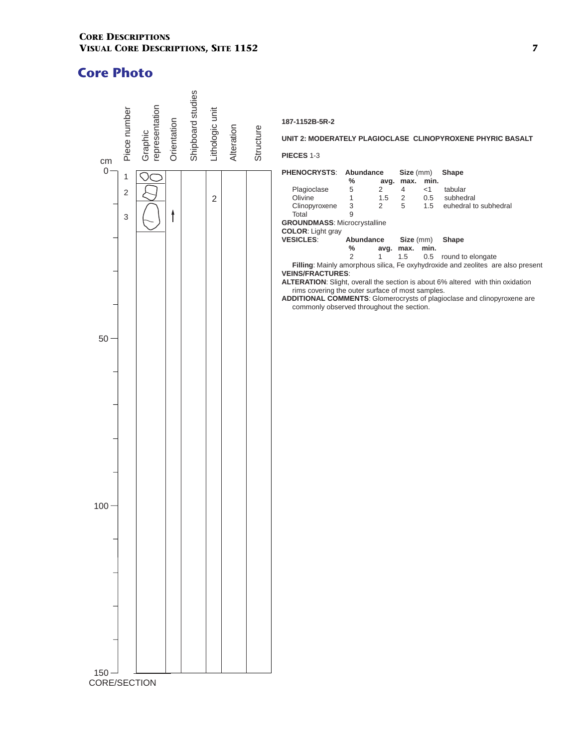## Core Photo

| cm | Piece number | Graphic representation | Orientation | Shipboard studies | Lithologic unit | Alteration | Structure |
|---|---|---|---|---|---|---|---|
| 0 | 1 | | | | | | |
| | 2 | | | | 2 | | |
| | 3 | | ↑ | | | | |
| 50 | | | | | | | |
| 100 | | | | | | | |
| 150 | | | | | | | |

CORE/SECTION

**187-1152B-5R-2**

**UNIT 2: MODERATELY PLAGIOCLASE CLINOPYROXENE PHYRIC BASALT**

**PIECES** 1-3

**PHENOCRYSTS**:

| | Abundance % | Size (mm) avg. | max. | min. | Shape |
|---|---|---|---|---|---|
| Plagioclase | 5 | 2 | 4 | <1 | tabular |
| Olivine | 1 | 1.5 | 2 | 0.5 | subhedral |
| Clinopyroxene | 3 | 2 | 5 | 1.5 | euhedral to subhedral |
| Total | 9 | | | | |

**GROUNDMASS**: Microcrystalline

**COLOR**: Light gray

**VESICLES**:

| Abundance % | Size (mm) avg. | max. | min. | Shape |
|---|---|---|---|---|
| 2 | 1 | 1.5 | 0.5 | round to elongate |

**Filling**: Mainly amorphous silica, Fe oxyhydroxide and zeolites are also present

**VEINS/FRACTURES**:

**ALTERATION**: Slight, overall the section is about 6% altered with thin oxidation rims covering the outer surface of most samples.

**ADDITIONAL COMMENTS**: Glomerocrysts of plagioclase and clinopyroxene are commonly observed throughout the section.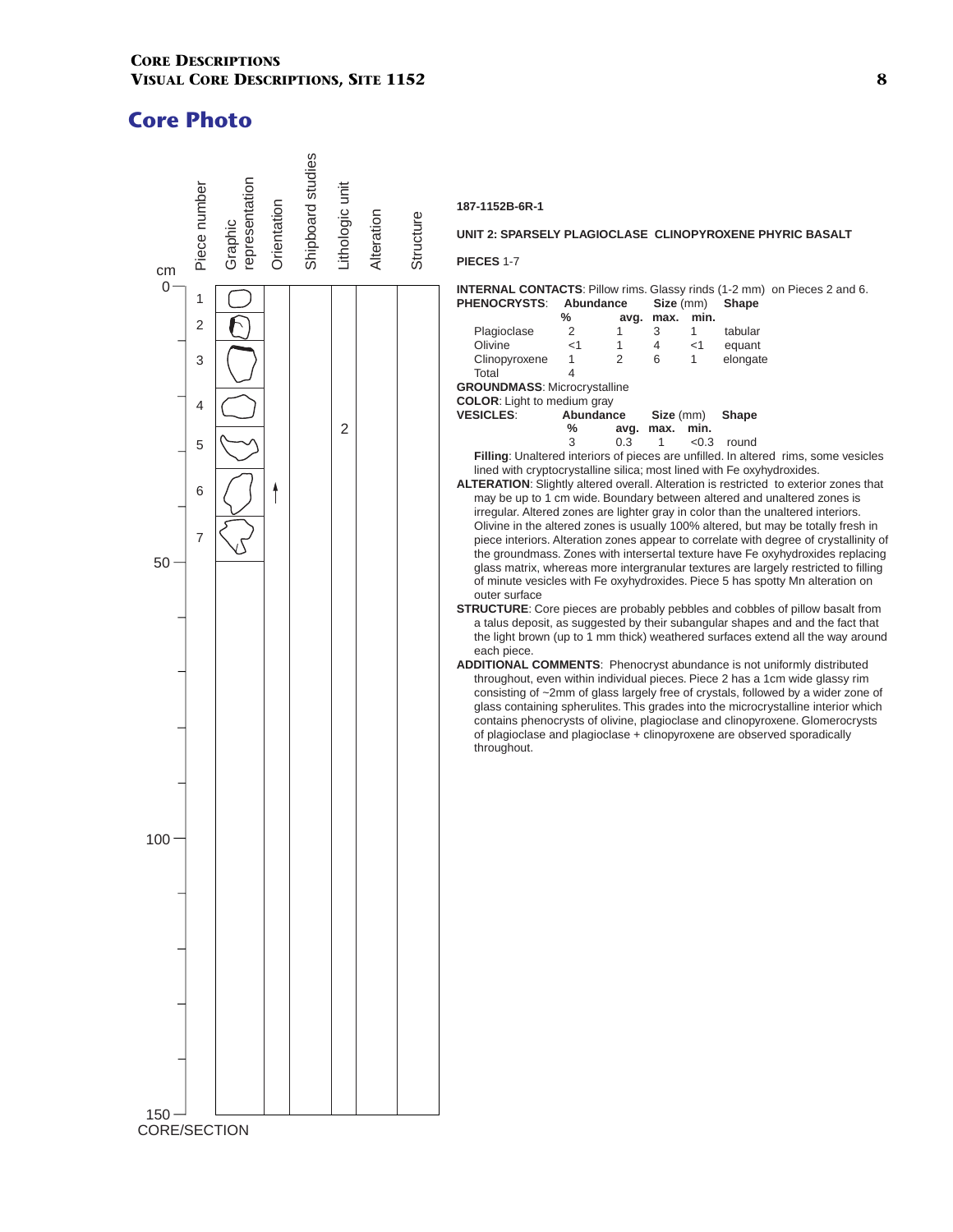## Core Photo

| cm | Piece number | Graphic representation | Orientation | Shipboard studies | Lithologic unit | Alteration | Structure |
|---|---|---|---|---|---|---|---|
| 0 | 1 | | | | | | |
| | 2 | | | | | | |
| | 3 | | | | | | |
| | 4 | | | | | | |
| | 5 | | | | 2 | | |
| | 6 | | ↑ | | | | |
| | 7 | | | | | | |
| 50 | | | | | | | |
| 100 | | | | | | | |
| 150 | | | | | | | |

CORE/SECTION

**187-1152B-6R-1**

**UNIT 2: SPARSELY PLAGIOCLASE CLINOPYROXENE PHYRIC BASALT**

**PIECES** 1-7

**INTERNAL CONTACTS**: Pillow rims. Glassy rinds (1-2 mm) on Pieces 2 and 6.

**PHENOCRYSTS**:

| | Abundance % | Size (mm) avg. | max. | min. | Shape |
|---|---|---|---|---|---|
| Plagioclase | 2 | 1 | 3 | 1 | tabular |
| Olivine | <1 | 1 | 4 | <1 | equant |
| Clinopyroxene | 1 | 2 | 6 | 1 | elongate |
| Total | 4 | | | | |

**GROUNDMASS**: Microcrystalline

**COLOR**: Light to medium gray

**VESICLES**:

| Abundance % | Size (mm) avg. | max. | min. | Shape |
|---|---|---|---|---|
| 3 | 0.3 | 1 | <0.3 | round |

**Filling**: Unaltered interiors of pieces are unfilled. In altered rims, some vesicles lined with cryptocrystalline silica; most lined with Fe oxyhydroxides.

**ALTERATION**: Slightly altered overall. Alteration is restricted to exterior zones that may be up to 1 cm wide. Boundary between altered and unaltered zones is irregular. Altered zones are lighter gray in color than the unaltered interiors. Olivine in the altered zones is usually 100% altered, but may be totally fresh in piece interiors. Alteration zones appear to correlate with degree of crystallinity of the groundmass. Zones with intersertal texture have Fe oxyhydroxides replacing glass matrix, whereas more intergranular textures are largely restricted to filling of minute vesicles with Fe oxyhydroxides. Piece 5 has spotty Mn alteration on outer surface

**STRUCTURE**: Core pieces are probably pebbles and cobbles of pillow basalt from a talus deposit, as suggested by their subangular shapes and and the fact that the light brown (up to 1 mm thick) weathered surfaces extend all the way around each piece.

**ADDITIONAL COMMENTS**: Phenocryst abundance is not uniformly distributed throughout, even within individual pieces. Piece 2 has a 1cm wide glassy rim consisting of ~2mm of glass largely free of crystals, followed by a wider zone of glass containing spherulites. This grades into the microcrystalline interior which contains phenocrysts of olivine, plagioclase and clinopyroxene. Glomerocrysts of plagioclase and plagioclase + clinopyroxene are observed sporadically throughout.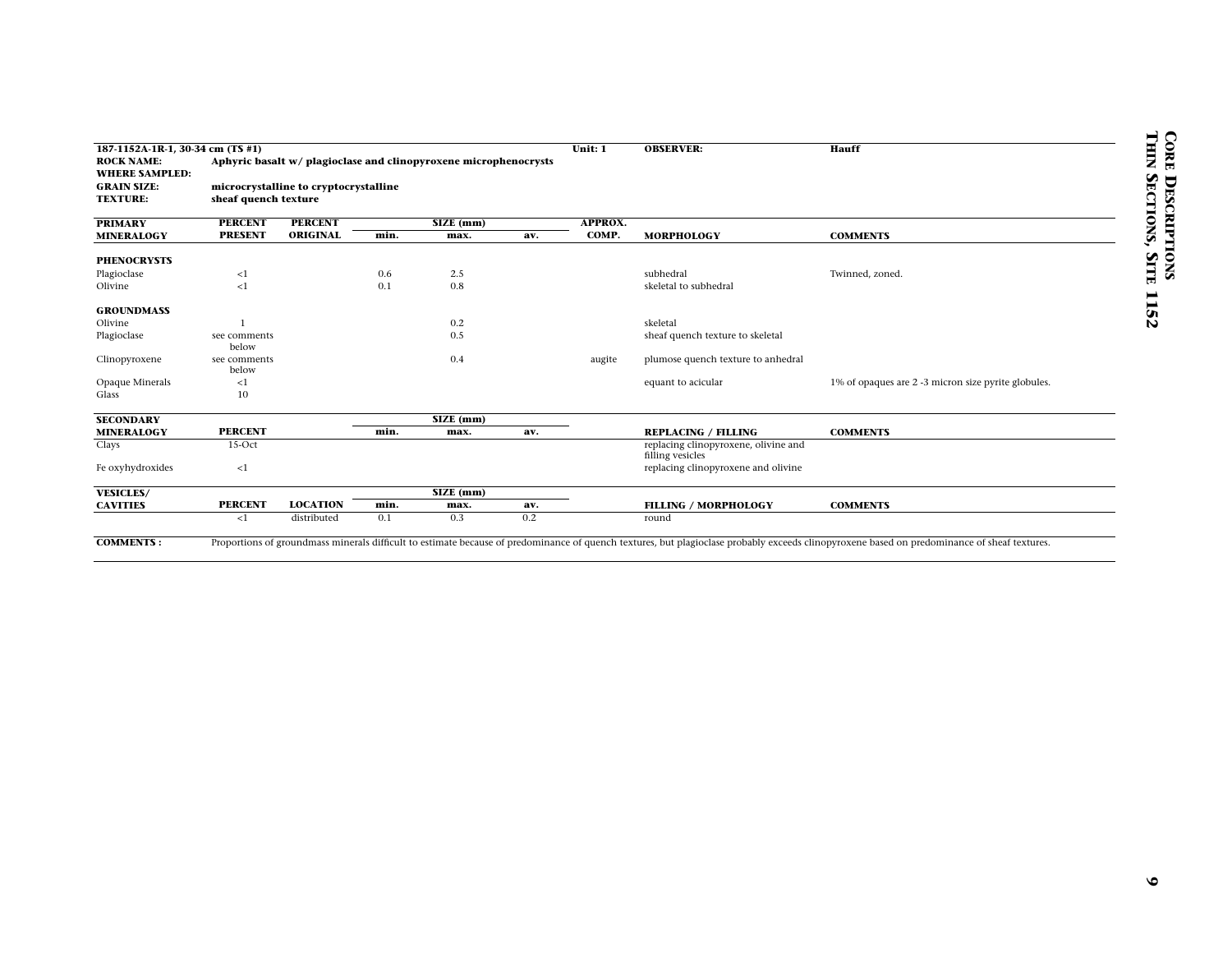**187-1152A-1R-1, 30-34 cm (TS #1)** **Unit: 1** **OBSERVER: Hauff**

**ROCK NAME:** Aphyric basalt w/ plagioclase and clinopyroxene microphenocrysts

**WHERE SAMPLED:**

**GRAIN SIZE:** microcrystalline to cryptocrystalline

**TEXTURE:** sheaf quench texture

| PRIMARY MINERALOGY | PERCENT PRESENT | PERCENT ORIGINAL | SIZE (mm) min. | max. | av. | APPROX. COMP. | MORPHOLOGY | COMMENTS |
|---|---|---|---|---|---|---|---|---|
| **PHENOCRYSTS** | | | | | | | | |
| Plagioclase | <1 | | 0.6 | 2.5 | | | subhedral | Twinned, zoned. |
| Olivine | <1 | | 0.1 | 0.8 | | | skeletal to subhedral | |
| **GROUNDMASS** | | | | | | | | |
| Olivine | 1 | | | 0.2 | | | skeletal | |
| Plagioclase | see comments below | | | 0.5 | | | sheaf quench texture to skeletal | |
| Clinopyroxene | see comments below | | | 0.4 | | augite | plumose quench texture to anhedral | |
| Opaque Minerals | <1 | | | | | | equant to acicular | 1% of opaques are 2 -3 micron size pyrite globules. |
| Glass | 10 | | | | | | | |

| SECONDARY MINERALOGY | PERCENT | SIZE (mm) min. | max. | av. | REPLACING / FILLING | COMMENTS |
|---|---|---|---|---|---|---|
| Clays | 15-Oct | | | | replacing clinopyroxene, olivine and filling vesicles | |
| Fe oxyhydroxides | <1 | | | | replacing clinopyroxene and olivine | |

| VESICLES/ CAVITIES | PERCENT | LOCATION | SIZE (mm) min. | max. | av. | FILLING / MORPHOLOGY | COMMENTS |
|---|---|---|---|---|---|---|---|
| | <1 | distributed | 0.1 | 0.3 | 0.2 | round | |

**COMMENTS:** Proportions of groundmass minerals difficult to estimate because of predominance of quench textures, but plagioclase probably exceeds clinopyroxene based on predominance of sheaf textures.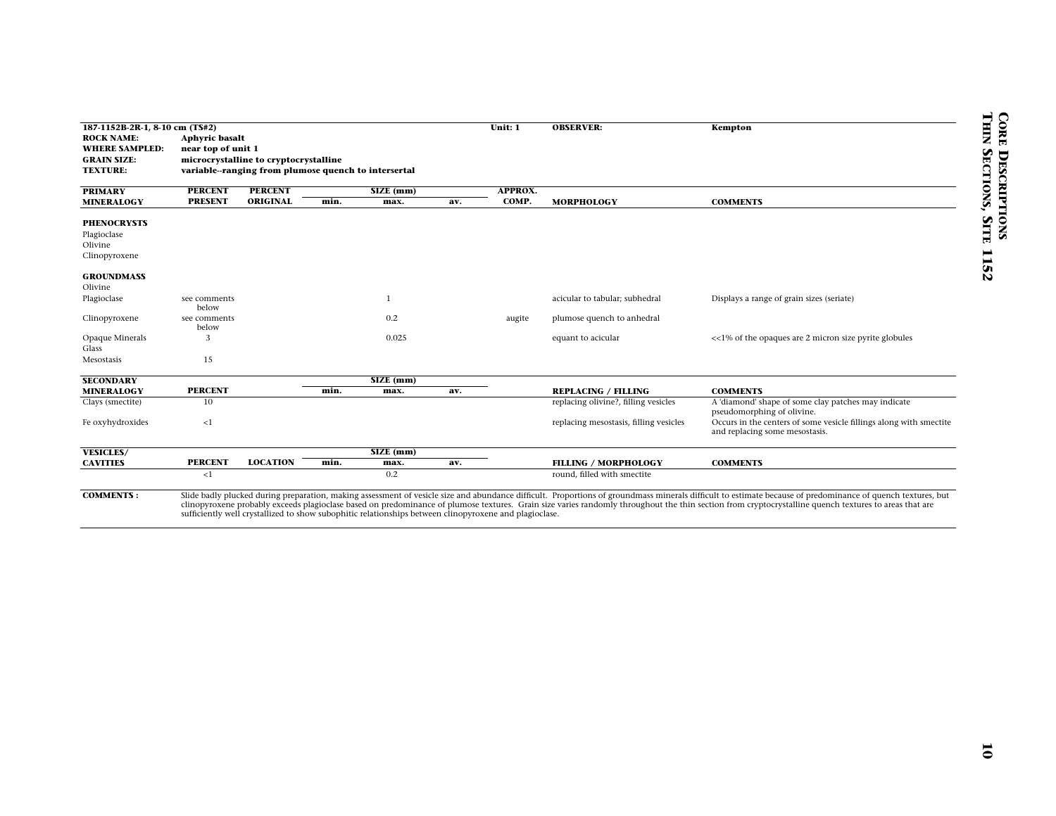**187-1152B-2R-1, 8-10 cm (TS#2)** | **Unit: 1** | **OBSERVER:** Kempton

**ROCK NAME:** Aphyric basalt
**WHERE SAMPLED:** near top of unit 1
**GRAIN SIZE:** microcrystalline to cryptocrystalline
**TEXTURE:** variable--ranging from plumose quench to intersertal

| PRIMARY MINERALOGY | PERCENT PRESENT | PERCENT ORIGINAL | SIZE (mm) min. | SIZE (mm) max. | SIZE (mm) av. | APPROX. COMP. | MORPHOLOGY | COMMENTS |
|---|---|---|---|---|---|---|---|---|
| **PHENOCRYSTS** | | | | | | | | |
| Plagioclase | | | | | | | | |
| Olivine | | | | | | | | |
| Clinopyroxene | | | | | | | | |
| **GROUNDMASS** | | | | | | | | |
| Olivine | | | | | | | | |
| Plagioclase | see comments below | | | 1 | | | acicular to tabular; subhedral | Displays a range of grain sizes (seriate) |
| Clinopyroxene | see comments below | | | 0.2 | | augite | plumose quench to anhedral | |
| Opaque Minerals | 3 | | | 0.025 | | | equant to acicular | <<1% of the opaques are 2 micron size pyrite globules |
| Glass | | | | | | | | |
| Mesostasis | 15 | | | | | | | |

| SECONDARY MINERALOGY | PERCENT | SIZE (mm) min. | SIZE (mm) max. | SIZE (mm) av. | REPLACING / FILLING | COMMENTS |
|---|---|---|---|---|---|---|
| Clays (smectite) | 10 | | | | replacing olivine?, filling vesicles | A 'diamond' shape of some clay patches may indicate pseudomorphing of olivine. |
| Fe oxyhydroxides | <1 | | | | replacing mesostasis, filling vesicles | Occurs in the centers of some vesicle fillings along with smectite and replacing some mesostasis. |

| VESICLES/ CAVITIES | PERCENT | LOCATION | SIZE (mm) min. | SIZE (mm) max. | SIZE (mm) av. | FILLING / MORPHOLOGY | COMMENTS |
|---|---|---|---|---|---|---|---|
| | <1 | | | 0.2 | | round, filled with smectite | |

**COMMENTS:** Slide badly plucked during preparation, making assessment of vesicle size and abundance difficult. Proportions of groundmass minerals difficult to estimate because of predominance of quench textures, but clinopyroxene probably exceeds plagioclase based on predominance of plumose textures. Grain size varies randomly throughout the thin section from cryptocrystalline quench textures to areas that are sufficiently well crystallized to show subophitic relationships between clinopyroxene and plagioclase.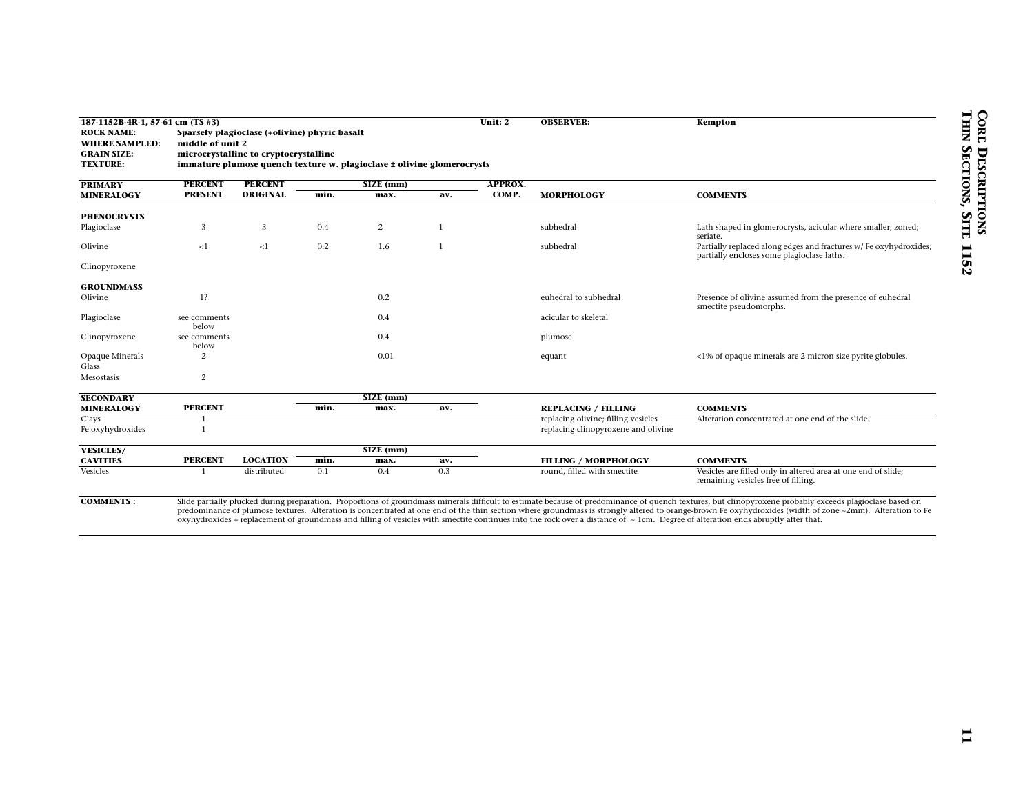**187-1152B-4R-1, 57-61 cm (TS #3)** **Unit: 2** **OBSERVER:** **Kempton**

**ROCK NAME:** Sparsely plagioclase (+olivine) phyric basalt
**WHERE SAMPLED:** middle of unit 2
**GRAIN SIZE:** microcrystalline to cryptocrystalline
**TEXTURE:** immature plumose quench texture w. plagioclase ± olivine glomerocrysts

| PRIMARY MINERALOGY | PERCENT PRESENT | PERCENT ORIGINAL | SIZE (mm) min. | SIZE (mm) max. | SIZE (mm) av. | APPROX. COMP. | MORPHOLOGY | COMMENTS |
|---|---|---|---|---|---|---|---|---|
| **PHENOCRYSTS** | | | | | | | | |
| Plagioclase | 3 | 3 | 0.4 | 2 | 1 | | subhedral | Lath shaped in glomerocrysts, acicular where smaller; zoned; seriate. |
| Olivine | <1 | <1 | 0.2 | 1.6 | 1 | | subhedral | Partially replaced along edges and fractures w/ Fe oxyhydroxides; partially encloses some plagioclase laths. |
| Clinopyroxene | | | | | | | | |
| **GROUNDMASS** | | | | | | | | |
| Olivine | 1? | | | 0.2 | | | euhedral to subhedral | Presence of olivine assumed from the presence of euhedral smectite pseudomorphs. |
| Plagioclase | see comments below | | | 0.4 | | | acicular to skeletal | |
| Clinopyroxene | see comments below | | | 0.4 | | | plumose | |
| Opaque Minerals | 2 | | | 0.01 | | | equant | <1% of opaque minerals are 2 micron size pyrite globules. |
| Glass | | | | | | | | |
| Mesostasis | 2 | | | | | | | |

| SECONDARY MINERALOGY | PERCENT | SIZE (mm) min. | SIZE (mm) max. | SIZE (mm) av. | REPLACING / FILLING | COMMENTS |
|---|---|---|---|---|---|---|
| Clays | 1 | | | | replacing olivine; filling vesicles | Alteration concentrated at one end of the slide. |
| Fe oxyhydroxides | 1 | | | | replacing clinopyroxene and olivine | |

| VESICLES/ CAVITIES | PERCENT | LOCATION | SIZE (mm) min. | SIZE (mm) max. | SIZE (mm) av. | FILLING / MORPHOLOGY | COMMENTS |
|---|---|---|---|---|---|---|---|
| Vesicles | 1 | distributed | 0.1 | 0.4 | 0.3 | round, filled with smectite | Vesicles are filled only in altered area at one end of slide; remaining vesicles free of filling. |

**COMMENTS :** Slide partially plucked during preparation. Proportions of groundmass minerals difficult to estimate because of predominance of quench textures, but clinopyroxene probably exceeds plagioclase based on predominance of plumose textures. Alteration is concentrated at one end of the thin section where groundmass is strongly altered to orange-brown Fe oxyhydroxides (width of zone ~2mm). Alteration to Fe oxyhydroxides + replacement of groundmass and filling of vesicles with smectite continues into the rock over a distance of ~ 1cm. Degree of alteration ends abruptly after that.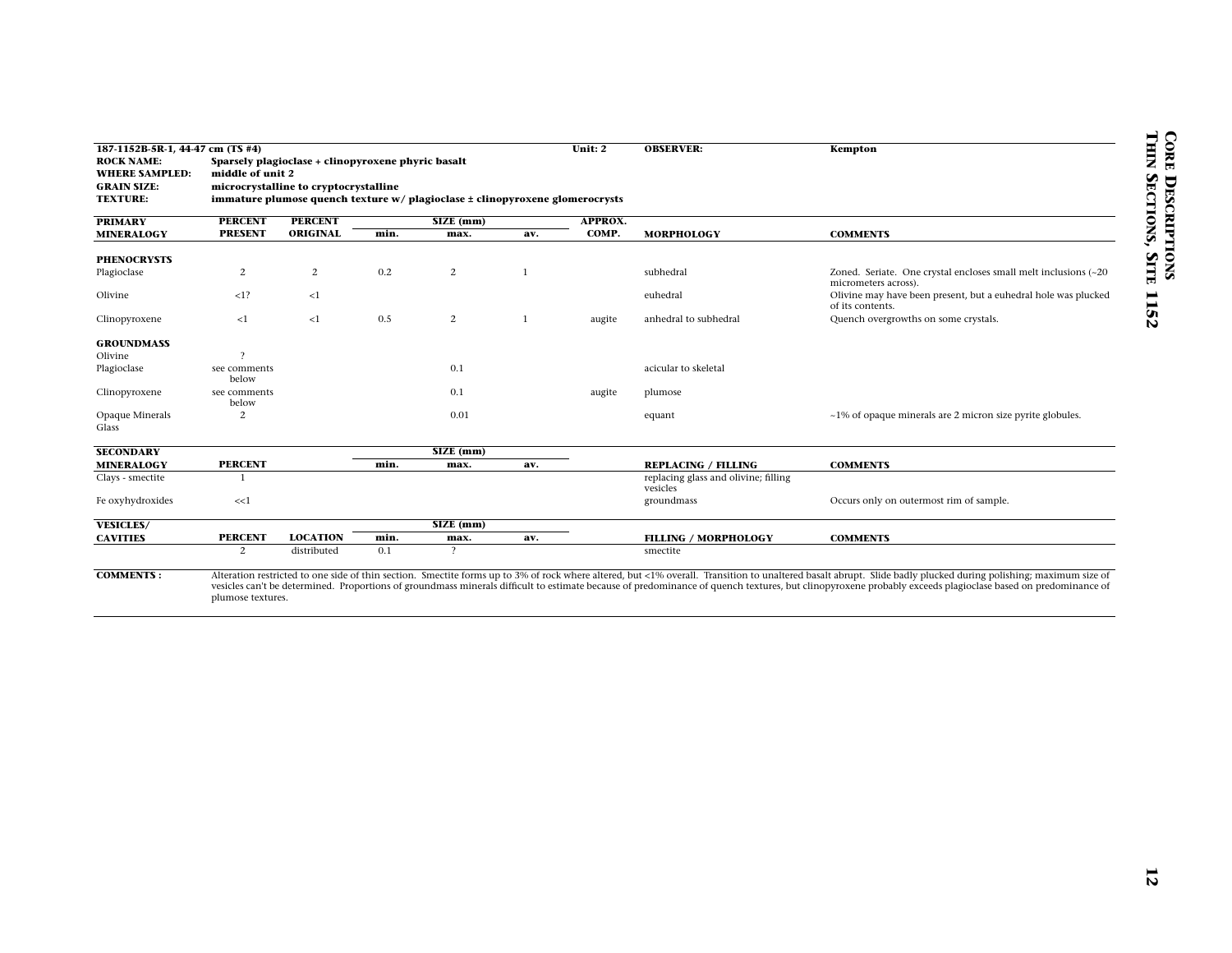**187-1152B-5R-1, 44-47 cm (TS #4)** | **Unit: 2** | **OBSERVER:** Kempton

**ROCK NAME:** Sparsely plagioclase + clinopyroxene phyric basalt
**WHERE SAMPLED:** middle of unit 2
**GRAIN SIZE:** microcrystalline to cryptocrystalline
**TEXTURE:** immature plumose quench texture w/ plagioclase ± clinopyroxene glomerocrysts

| PRIMARY MINERALOGY | PERCENT PRESENT | PERCENT ORIGINAL | SIZE (mm) min. | max. | av. | APPROX. COMP. | MORPHOLOGY | COMMENTS |
|---|---|---|---|---|---|---|---|---|
| **PHENOCRYSTS** | | | | | | | | |
| Plagioclase | 2 | 2 | 0.2 | 2 | 1 | | subhedral | Zoned. Seriate. One crystal encloses small melt inclusions (~20 micrometers across). |
| Olivine | <1? | <1 | | | | | euhedral | Olivine may have been present, but a euhedral hole was plucked of its contents. |
| Clinopyroxene | <1 | <1 | 0.5 | 2 | 1 | augite | anhedral to subhedral | Quench overgrowths on some crystals. |
| **GROUNDMASS** | | | | | | | | |
| Olivine | ? | | | | | | | |
| Plagioclase | see comments below | | | 0.1 | | | acicular to skeletal | |
| Clinopyroxene | see comments below | | | 0.1 | | augite | plumose | |
| Opaque Minerals | 2 | | | 0.01 | | | equant | ~1% of opaque minerals are 2 micron size pyrite globules. |
| Glass | | | | | | | | |

| SECONDARY MINERALOGY | PERCENT | SIZE (mm) min. | max. | av. | REPLACING / FILLING | COMMENTS |
|---|---|---|---|---|---|---|
| Clays - smectite | 1 | | | | replacing glass and olivine; filling vesicles | |
| Fe oxyhydroxides | <<1 | | | | groundmass | Occurs only on outermost rim of sample. |

| VESICLES/ CAVITIES | PERCENT | LOCATION | SIZE (mm) min. | max. | av. | FILLING / MORPHOLOGY | COMMENTS |
|---|---|---|---|---|---|---|---|
| | 2 | distributed | 0.1 | ? | | smectite | |

**COMMENTS:** Alteration restricted to one side of thin section. Smectite forms up to 3% of rock where altered, but <1% overall. Transition to unaltered basalt abrupt. Slide badly plucked during polishing; maximum size of vesicles can't be determined. Proportions of groundmass minerals difficult to estimate because of predominance of quench textures, but clinopyroxene probably exceeds plagioclase based on predominance of plumose textures.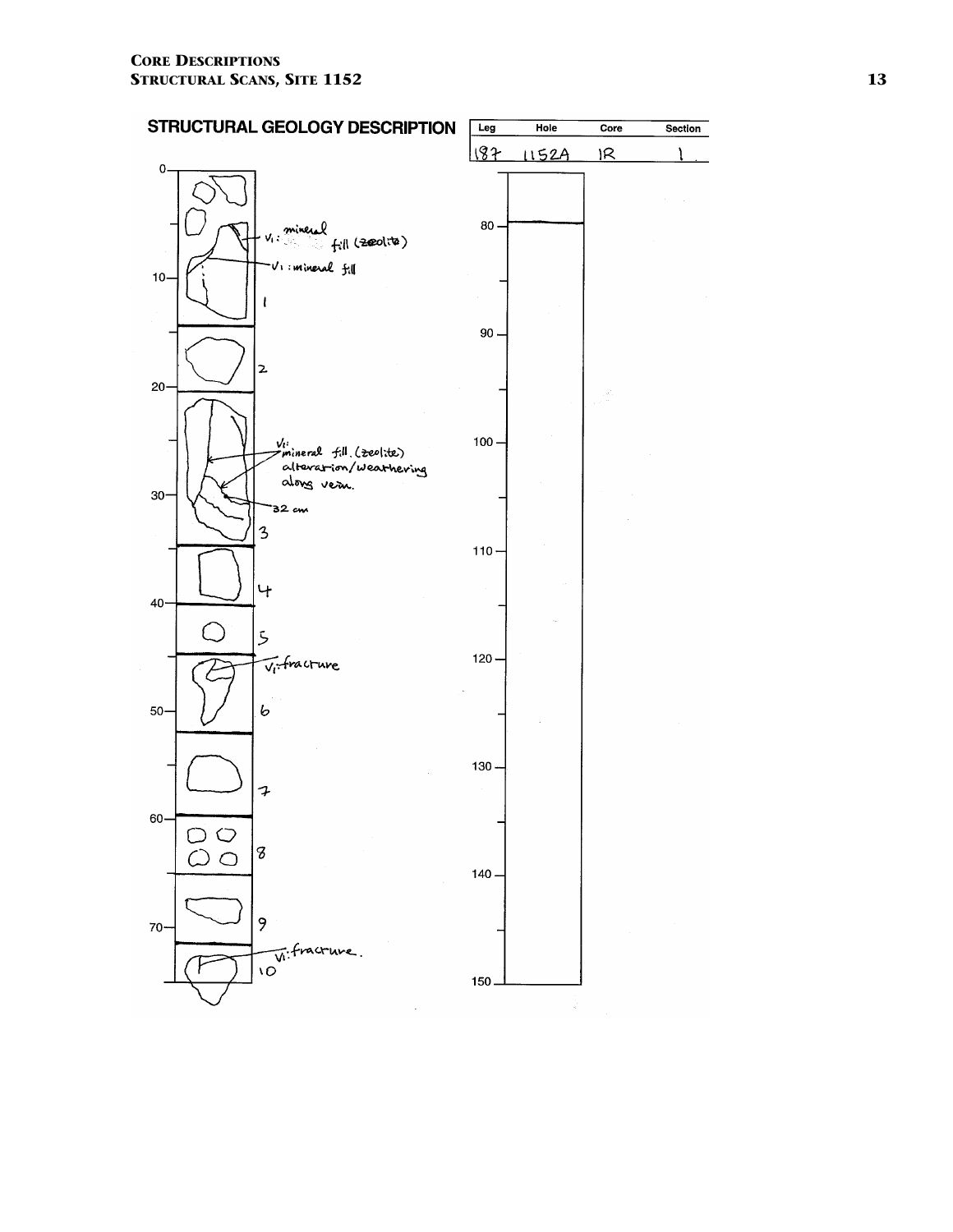## STRUCTURAL GEOLOGY DESCRIPTION

| Leg | Hole | Core | Section |
|---|---|---|---|
| 187 | 1152A | 1R | 1 |

V1: mineral fill (zeolite)

V1: mineral fill

1

2

V1: mineral fill. (zeolite) alteration/weathering along vein.

32 cm

3

4

5

V1: fracture

6

7

8

9

V1: fracture.

10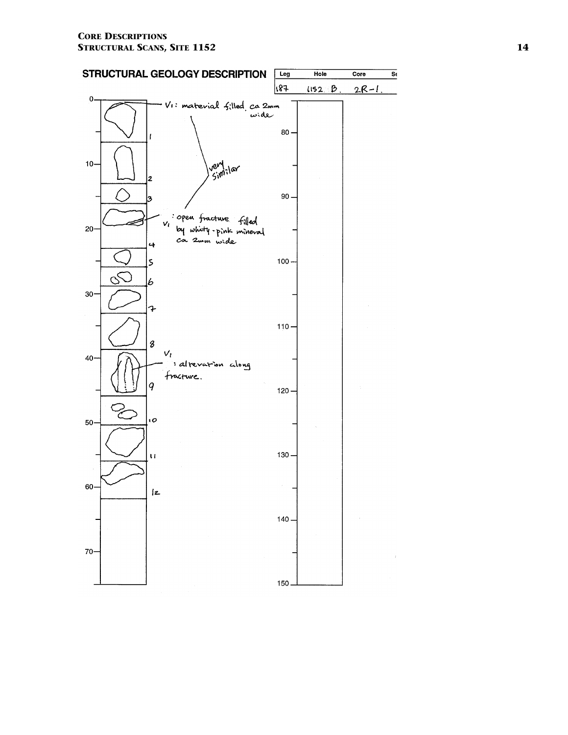# STRUCTURAL GEOLOGY DESCRIPTION

| Leg | Hole | Core | Se |
|---|---|---|---|
| 187 | 1152 B. | 2R-1. | |

V1: material filled ca 2mm wide

very similar

V1: open fracture filled by whity-pink mineral ca 2mm wide

V1: alteration along fracture.

Pieces: 1, 2, 3, 4, 5, 6, 7, 8, 9, 10, 11, 12

Depth scale (cm): 0, 10, 20, 30, 40, 50, 60, 70, 80, 90, 100, 110, 120, 130, 140, 150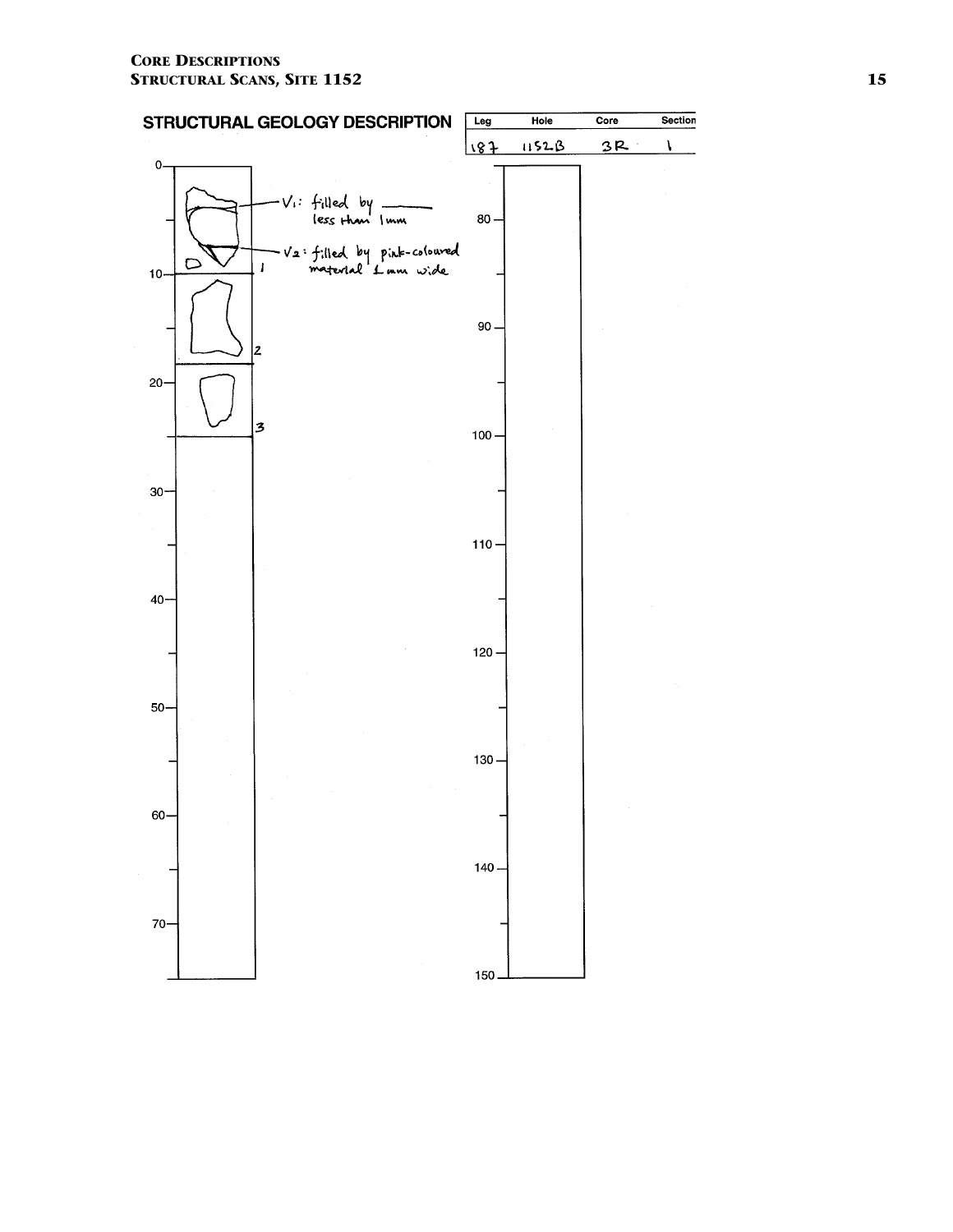## STRUCTURAL GEOLOGY DESCRIPTION

| Leg | Hole | Core | Section |
|---|---|---|---|
| 187 | 1152B | 3R | 1 |

V₁: filled by ______ less than 1mm

V₂: filled by pink-coloured material 1 mm wide

1

2

3

0, 10, 20, 30, 40, 50, 60, 70

80, 90, 100, 110, 120, 130, 140, 150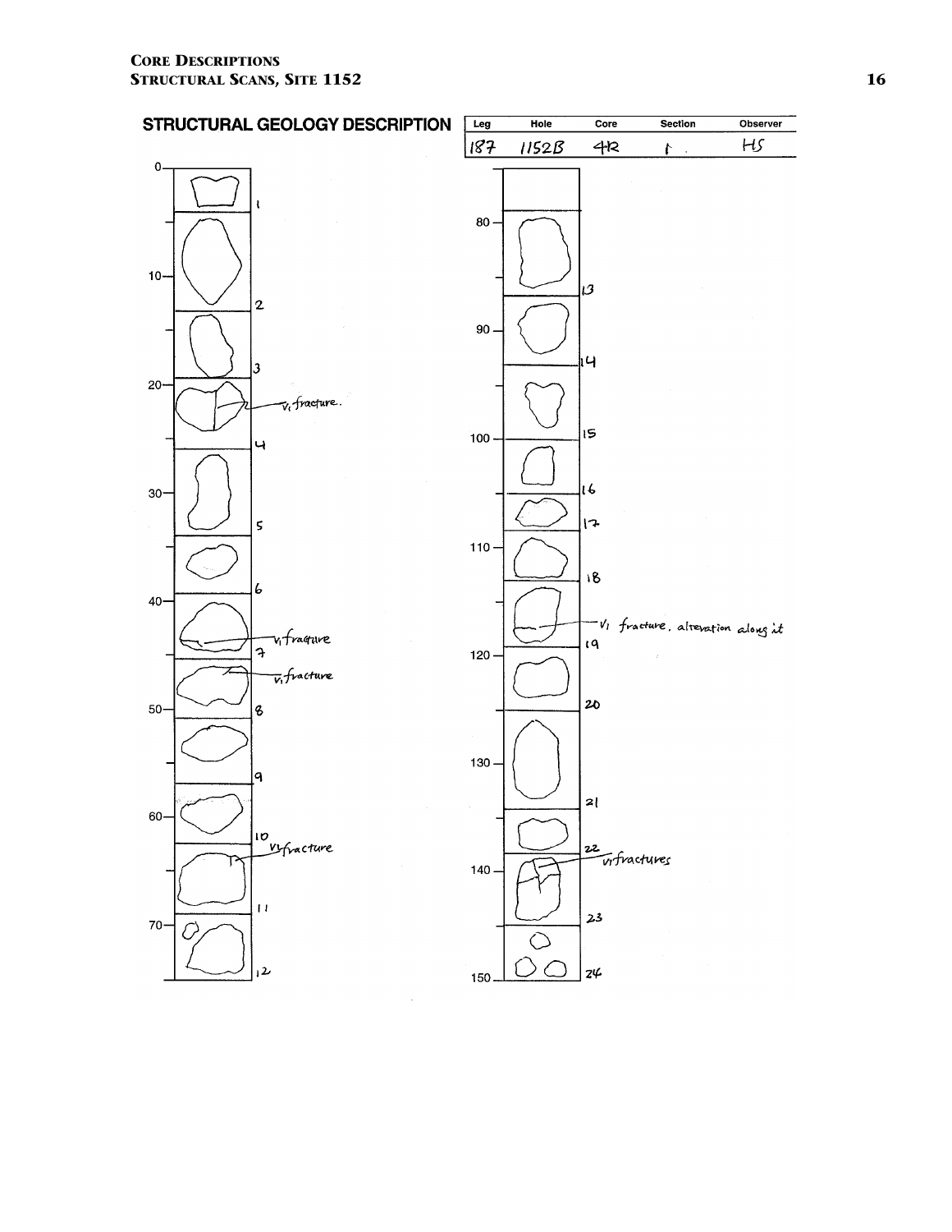## STRUCTURAL GEOLOGY DESCRIPTION

| Leg | Hole | Core | Section | Observer |
|---|---|---|---|---|
| 187 | 1152B | 4R | 1 | HS |

0, 10, 20, 30, 40, 50, 60, 70

1, 2, 3, 4, 5, 6, 7, 8, 9, 10, 11, 12

$V_1$ fracture.

$V_1$ fracture

$V_1$ fracture

$V_1$ fracture

80, 90, 100, 110, 120, 130, 140, 150

13, 14, 15, 16, 17, 18, 19, 20, 21, 22, 23, 24

$V_1$ fracture, alteration along it

$V_1$ fractures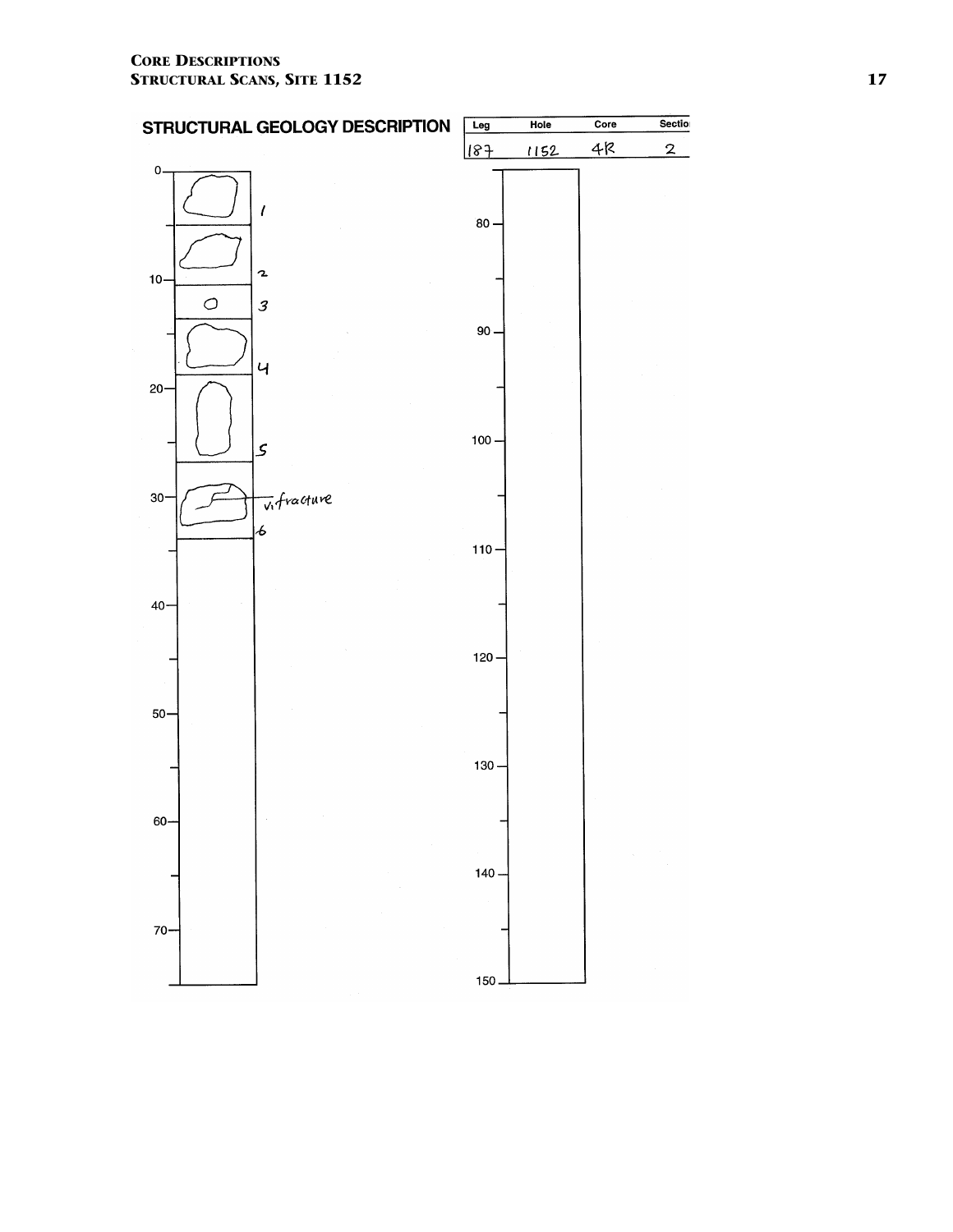STRUCTURAL GEOLOGY DESCRIPTION

| Leg | Hole | Core | Section |
| --- | --- | --- | --- |
| 187 | 1152 | 4R | 2 |

1

2

3

4

5

vi fracture

6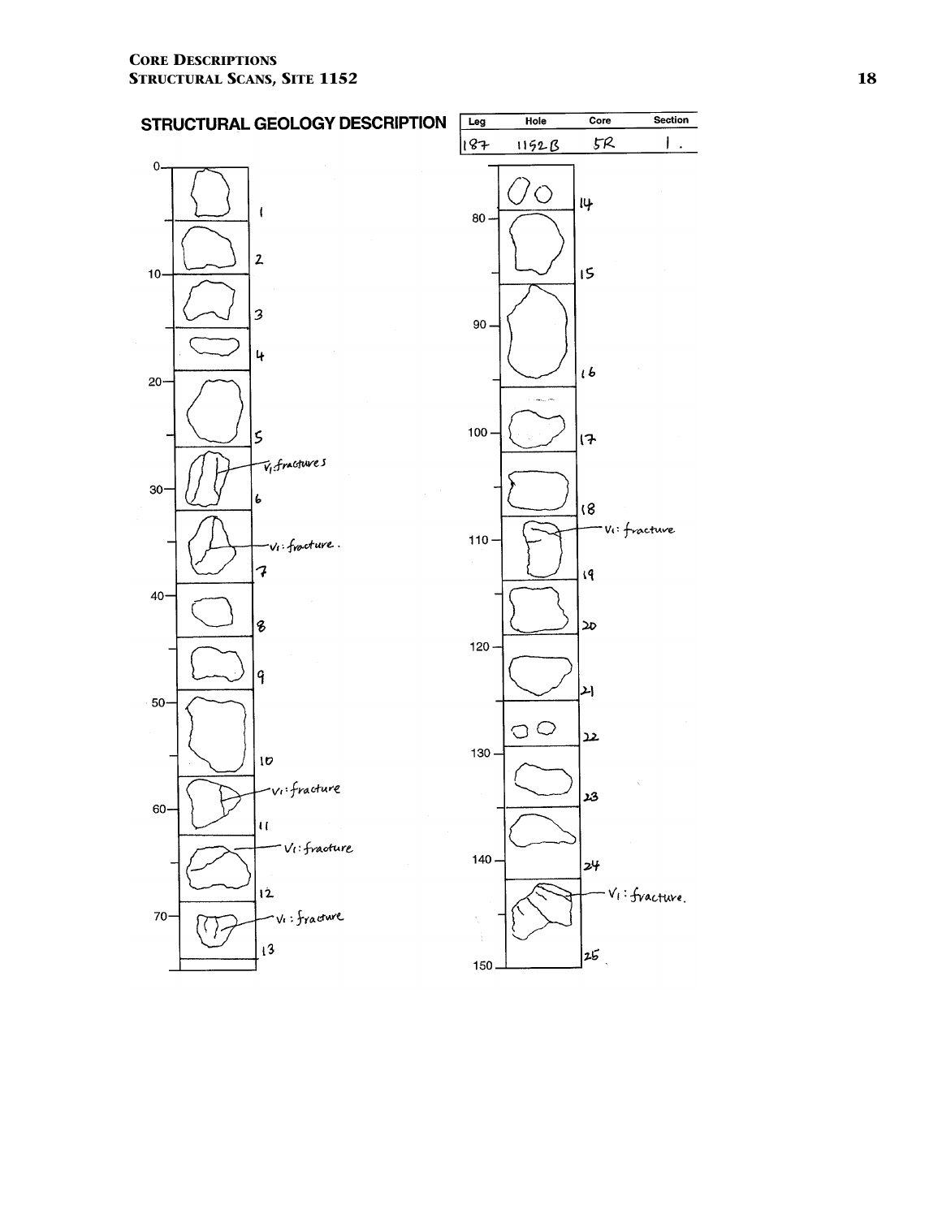## STRUCTURAL GEOLOGY DESCRIPTION

| Leg | Hole | Core | Section |
|---|---|---|---|
| 187 | 1152B | 5R | 1 |

0

1

2

10

3

4

20

5

V1: fractures

30

6

V1: fracture.

7

40

8

9

50

10

V1: fracture

60

11

V1: fracture

12

70

V1: fracture

13

14

80

15

90

16

100

17

18

V1: fracture

110

19

20

120

21

22

130

23

140

24

V1: fracture.

25

150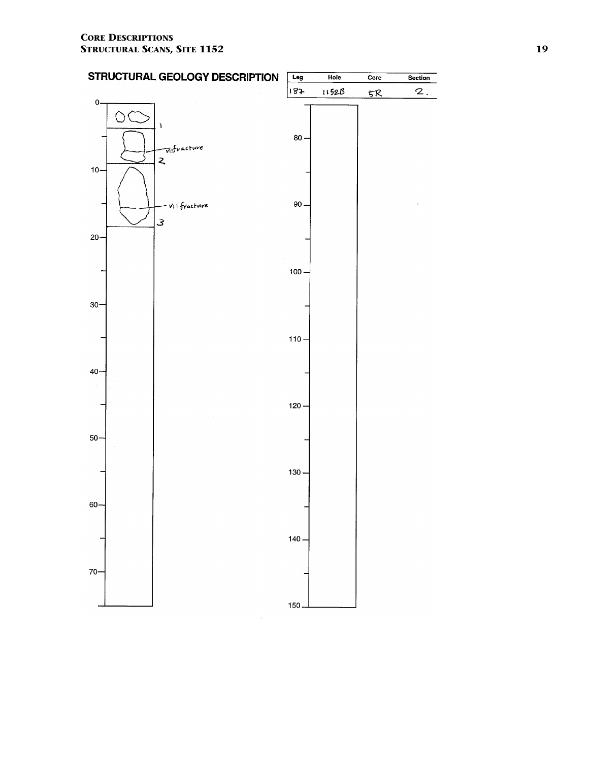## STRUCTURAL GEOLOGY DESCRIPTION

| Leg | Hole | Core | Section |
|---|---|---|---|
| 187 | 1152B | 5R | 2. |

1

V1: fracture

2

V1: fracture

3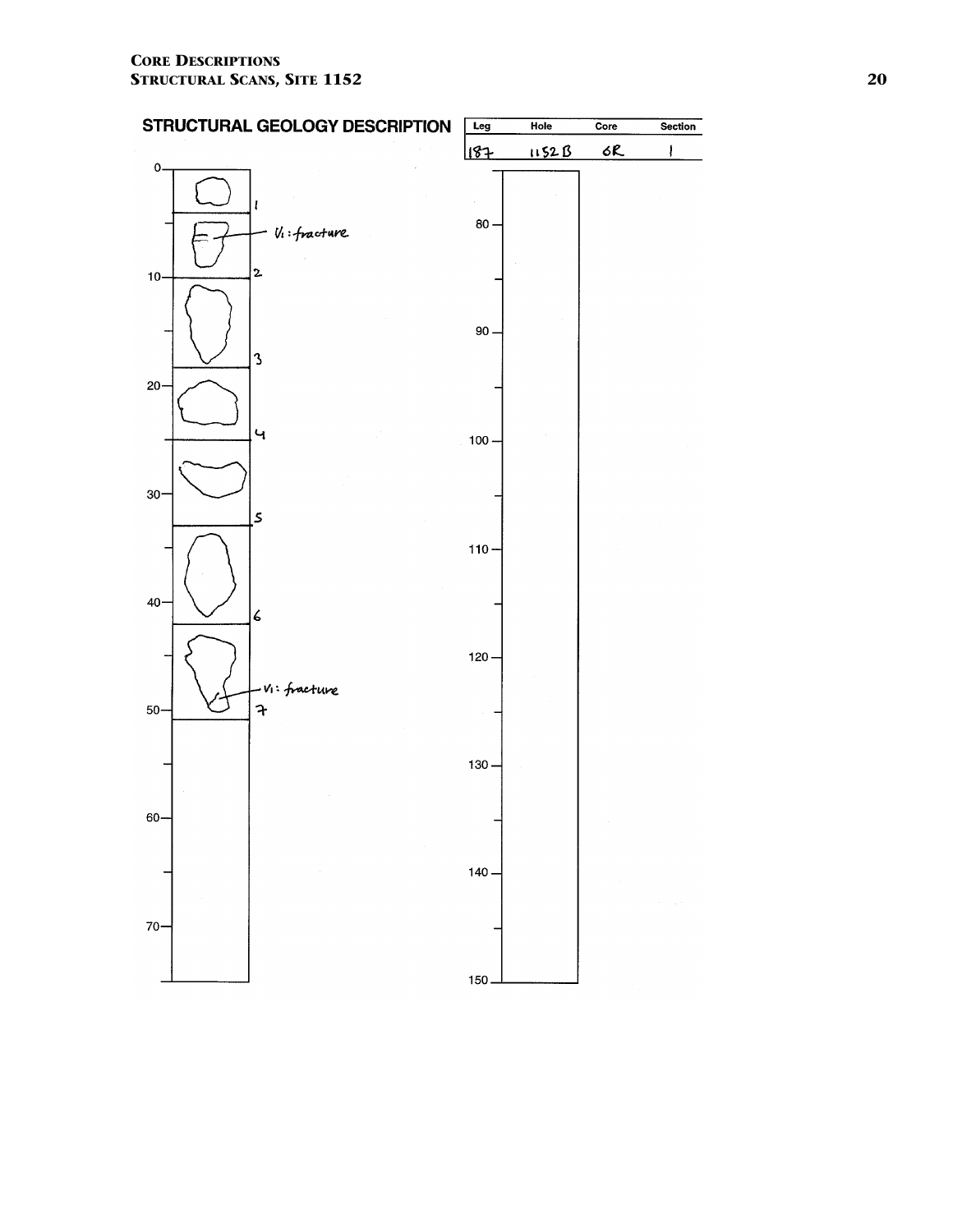# STRUCTURAL GEOLOGY DESCRIPTION

| Leg | Hole | Core | Section |
|---|---|---|---|
| 187 | 1152B | 6R | 1 |

0
10
20
30
40
50
60
70

1
2
3
4
5
6
7

V: fracture

V: fracture

80
90
100
110
120
130
140
150